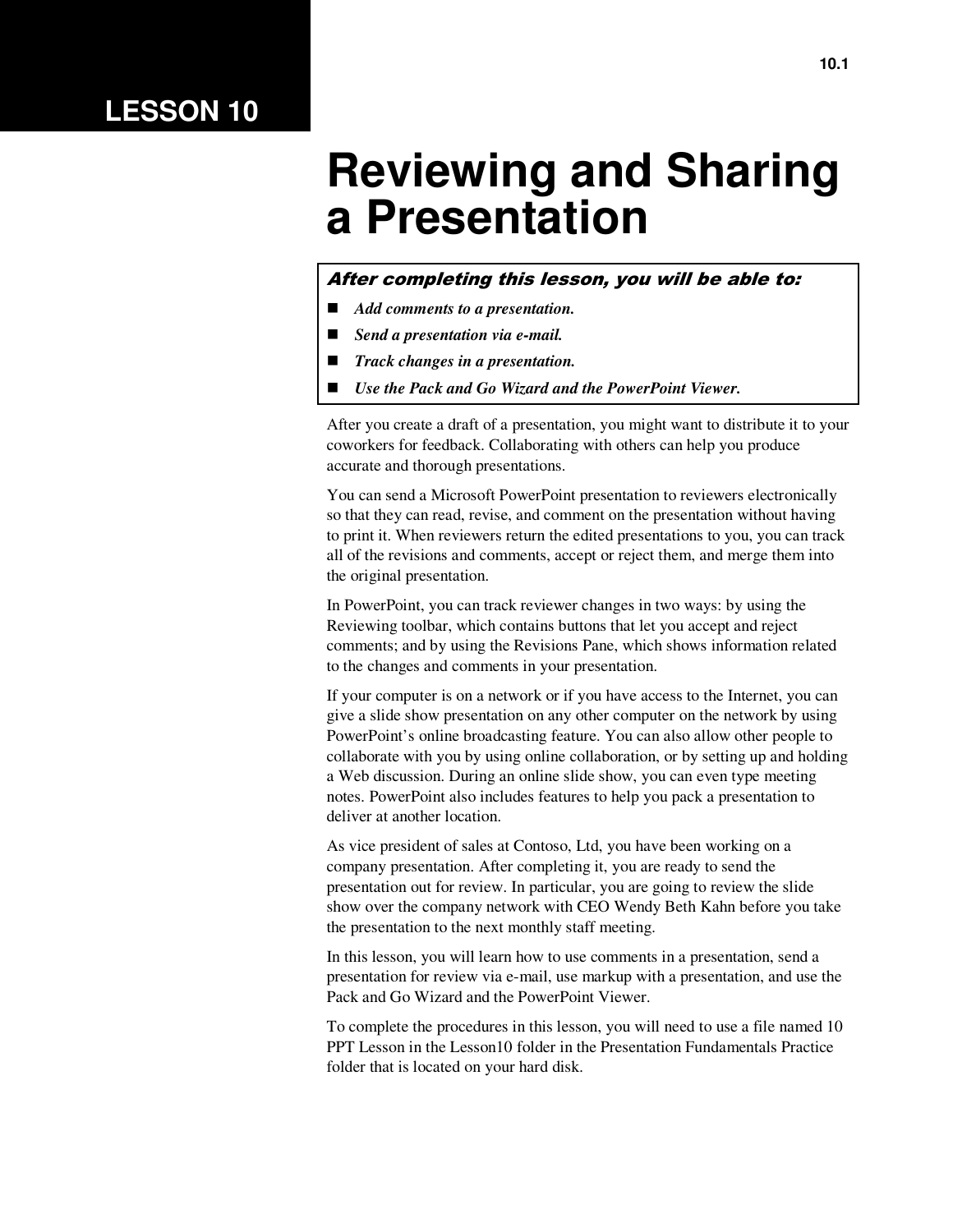# LESSON 10

# Reviewing and Sharing a Presentation

***After completing this lesson, you will be able to:***

- *Add comments to a presentation.*
- *Send a presentation via e-mail.*
- *Track changes in a presentation.*
- *Use the Pack and Go Wizard and the PowerPoint Viewer.*

After you create a draft of a presentation, you might want to distribute it to your coworkers for feedback. Collaborating with others can help you produce accurate and thorough presentations.

You can send a Microsoft PowerPoint presentation to reviewers electronically so that they can read, revise, and comment on the presentation without having to print it. When reviewers return the edited presentations to you, you can track all of the revisions and comments, accept or reject them, and merge them into the original presentation.

In PowerPoint, you can track reviewer changes in two ways: by using the Reviewing toolbar, which contains buttons that let you accept and reject comments; and by using the Revisions Pane, which shows information related to the changes and comments in your presentation.

If your computer is on a network or if you have access to the Internet, you can give a slide show presentation on any other computer on the network by using PowerPoint's online broadcasting feature. You can also allow other people to collaborate with you by using online collaboration, or by setting up and holding a Web discussion. During an online slide show, you can even type meeting notes. PowerPoint also includes features to help you pack a presentation to deliver at another location.

As vice president of sales at Contoso, Ltd, you have been working on a company presentation. After completing it, you are ready to send the presentation out for review. In particular, you are going to review the slide show over the company network with CEO Wendy Beth Kahn before you take the presentation to the next monthly staff meeting.

In this lesson, you will learn how to use comments in a presentation, send a presentation for review via e-mail, use markup with a presentation, and use the Pack and Go Wizard and the PowerPoint Viewer.

To complete the procedures in this lesson, you will need to use a file named 10 PPT Lesson in the Lesson10 folder in the Presentation Fundamentals Practice folder that is located on your hard disk.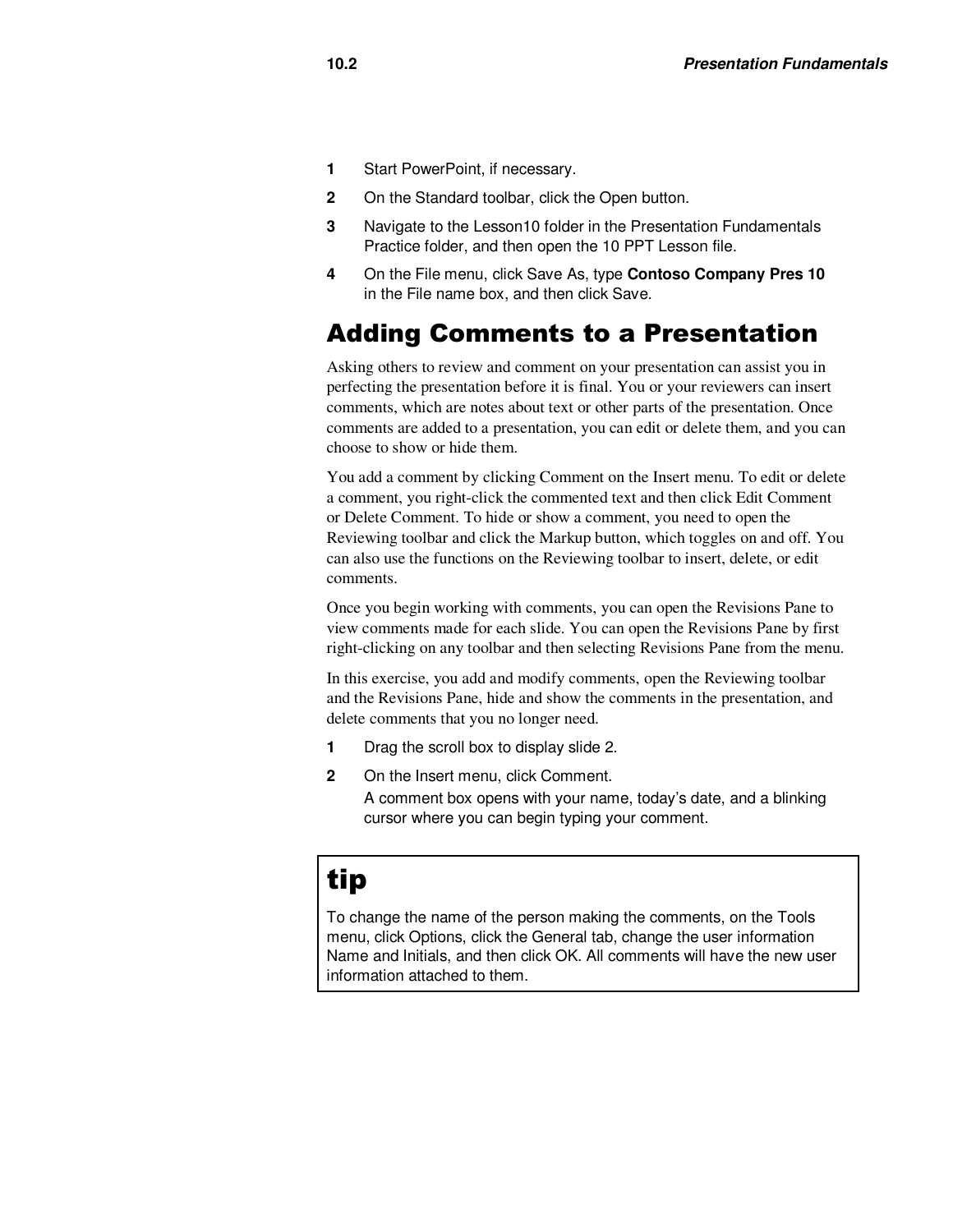1. Start PowerPoint, if necessary.
2. On the Standard toolbar, click the Open button.
3. Navigate to the Lesson10 folder in the Presentation Fundamentals Practice folder, and then open the 10 PPT Lesson file.
4. On the File menu, click Save As, type **Contoso Company Pres 10** in the File name box, and then click Save.

## Adding Comments to a Presentation

Asking others to review and comment on your presentation can assist you in perfecting the presentation before it is final. You or your reviewers can insert comments, which are notes about text or other parts of the presentation. Once comments are added to a presentation, you can edit or delete them, and you can choose to show or hide them.

You add a comment by clicking Comment on the Insert menu. To edit or delete a comment, you right-click the commented text and then click Edit Comment or Delete Comment. To hide or show a comment, you need to open the Reviewing toolbar and click the Markup button, which toggles on and off. You can also use the functions on the Reviewing toolbar to insert, delete, or edit comments.

Once you begin working with comments, you can open the Revisions Pane to view comments made for each slide. You can open the Revisions Pane by first right-clicking on any toolbar and then selecting Revisions Pane from the menu.

In this exercise, you add and modify comments, open the Reviewing toolbar and the Revisions Pane, hide and show the comments in the presentation, and delete comments that you no longer need.

1. Drag the scroll box to display slide 2.
2. On the Insert menu, click Comment.

   A comment box opens with your name, today's date, and a blinking cursor where you can begin typing your comment.

> **tip**
>
> To change the name of the person making the comments, on the Tools menu, click Options, click the General tab, change the user information Name and Initials, and then click OK. All comments will have the new user information attached to them.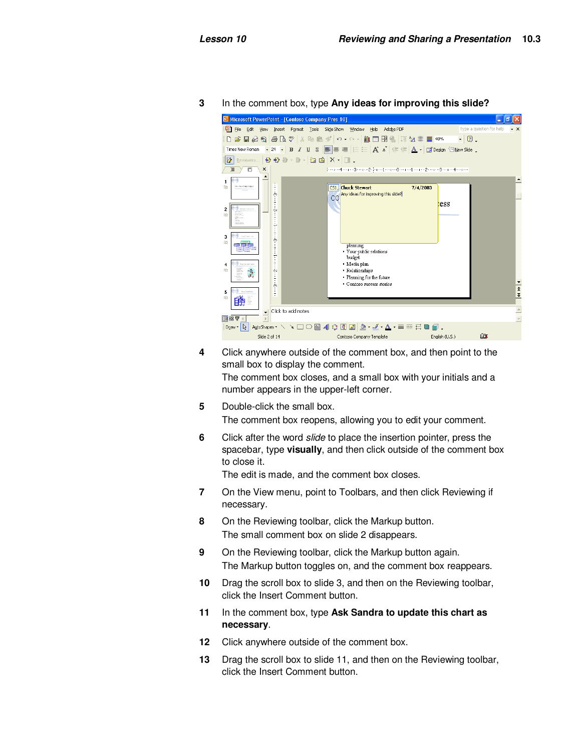3 In the comment box, type **Any ideas for improving this slide?**

4 Click anywhere outside of the comment box, and then point to the small box to display the comment.
The comment box closes, and a small box with your initials and a number appears in the upper-left corner.

5 Double-click the small box.
The comment box reopens, allowing you to edit your comment.

6 Click after the word *slide* to place the insertion pointer, press the spacebar, type **visually**, and then click outside of the comment box to close it.
The edit is made, and the comment box closes.

7 On the View menu, point to Toolbars, and then click Reviewing if necessary.

8 On the Reviewing toolbar, click the Markup button.
The small comment box on slide 2 disappears.

9 On the Reviewing toolbar, click the Markup button again.
The Markup button toggles on, and the comment box reappears.

10 Drag the scroll box to slide 3, and then on the Reviewing toolbar, click the Insert Comment button.

11 In the comment box, type **Ask Sandra to update this chart as necessary**.

12 Click anywhere outside of the comment box.

13 Drag the scroll box to slide 11, and then on the Reviewing toolbar, click the Insert Comment button.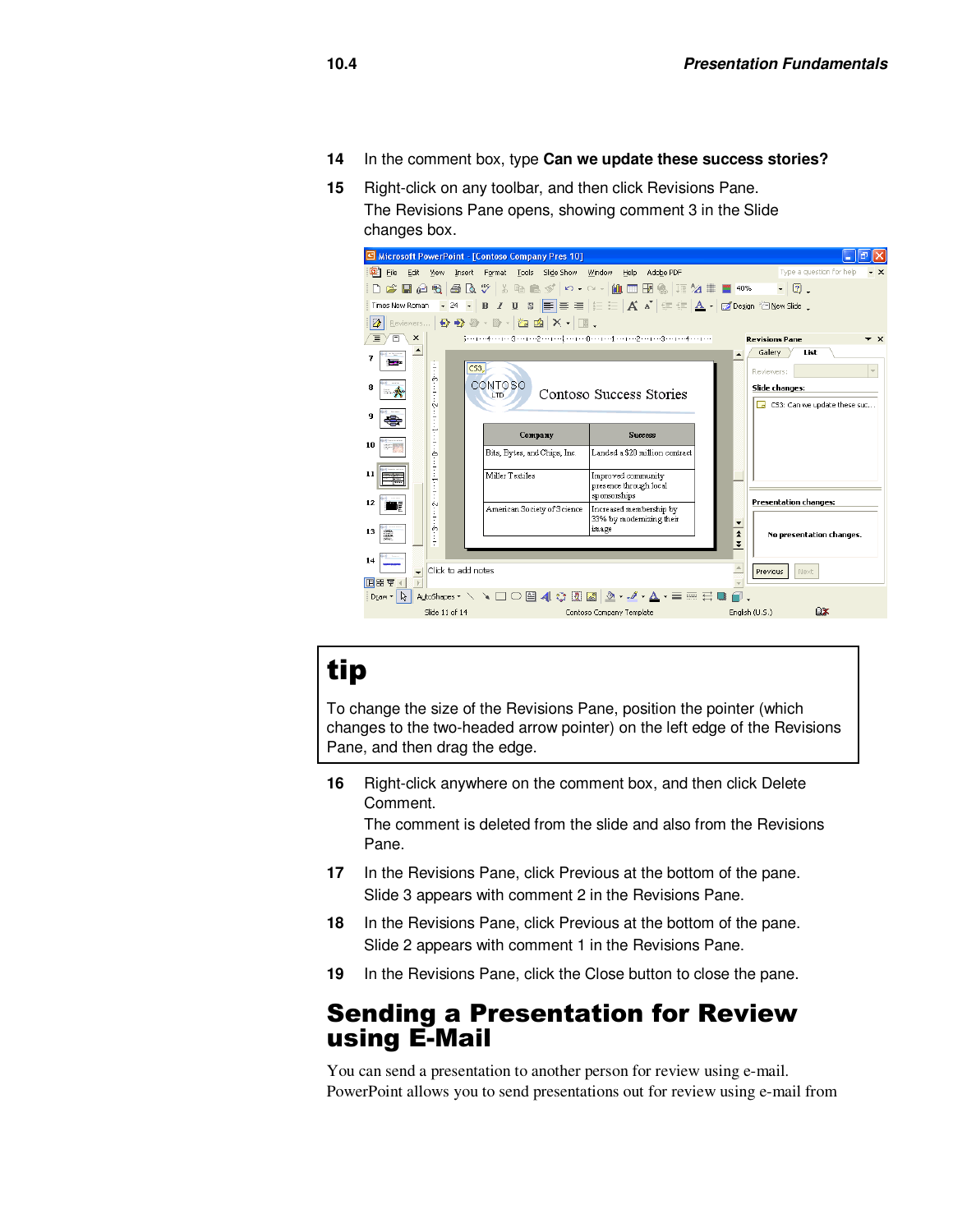14 In the comment box, type **Can we update these success stories?**

15 Right-click on any toolbar, and then click Revisions Pane.
The Revisions Pane opens, showing comment 3 in the Slide changes box.

> **tip**
>
> To change the size of the Revisions Pane, position the pointer (which changes to the two-headed arrow pointer) on the left edge of the Revisions Pane, and then drag the edge.

16 Right-click anywhere on the comment box, and then click Delete Comment.
The comment is deleted from the slide and also from the Revisions Pane.

17 In the Revisions Pane, click Previous at the bottom of the pane.
Slide 3 appears with comment 2 in the Revisions Pane.

18 In the Revisions Pane, click Previous at the bottom of the pane.
Slide 2 appears with comment 1 in the Revisions Pane.

19 In the Revisions Pane, click the Close button to close the pane.

## Sending a Presentation for Review using E-Mail

You can send a presentation to another person for review using e-mail. PowerPoint allows you to send presentations out for review using e-mail from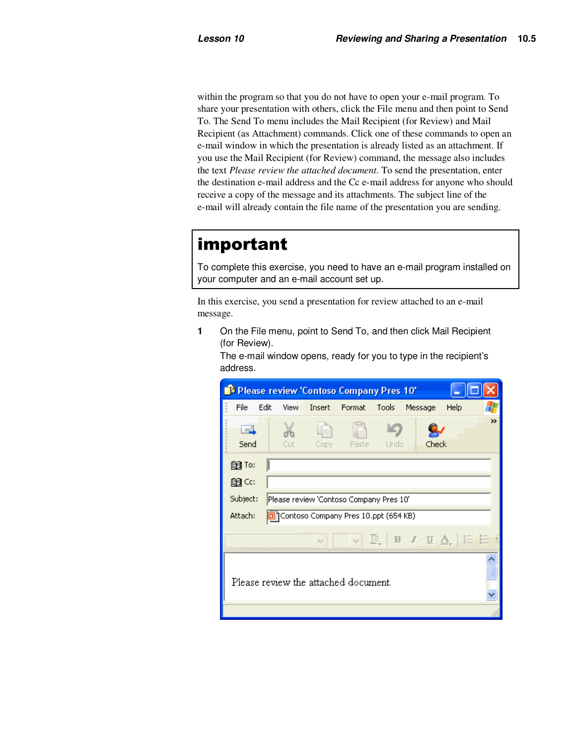within the program so that you do not have to open your e-mail program. To share your presentation with others, click the File menu and then point to Send To. The Send To menu includes the Mail Recipient (for Review) and Mail Recipient (as Attachment) commands. Click one of these commands to open an e-mail window in which the presentation is already listed as an attachment. If you use the Mail Recipient (for Review) command, the message also includes the text *Please review the attached document*. To send the presentation, enter the destination e-mail address and the Cc e-mail address for anyone who should receive a copy of the message and its attachments. The subject line of the e-mail will already contain the file name of the presentation you are sending.

> **important**
>
> To complete this exercise, you need to have an e-mail program installed on your computer and an e-mail account set up.

In this exercise, you send a presentation for review attached to an e-mail message.

1. On the File menu, point to Send To, and then click Mail Recipient (for Review).

   The e-mail window opens, ready for you to type in the recipient's address.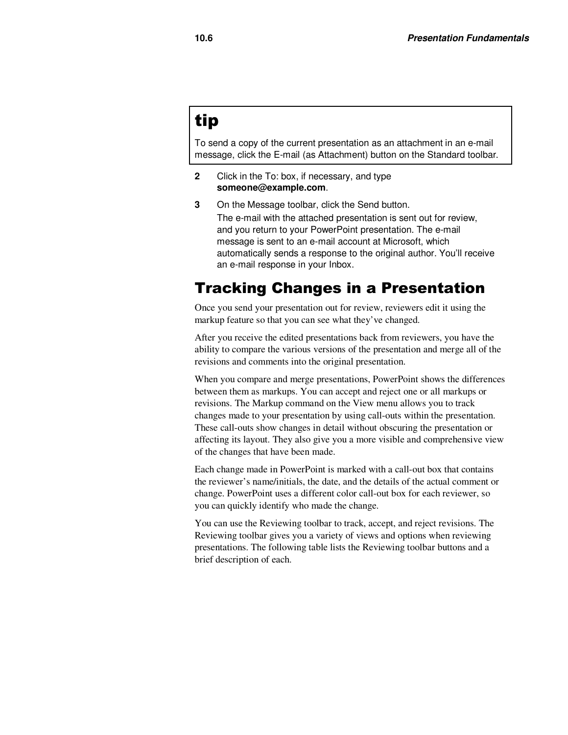> **tip**
>
> To send a copy of the current presentation as an attachment in an e-mail message, click the E-mail (as Attachment) button on the Standard toolbar.

**2** Click in the To: box, if necessary, and type **someone@example.com**.

**3** On the Message toolbar, click the Send button.

The e-mail with the attached presentation is sent out for review, and you return to your PowerPoint presentation. The e-mail message is sent to an e-mail account at Microsoft, which automatically sends a response to the original author. You'll receive an e-mail response in your Inbox.

## Tracking Changes in a Presentation

Once you send your presentation out for review, reviewers edit it using the markup feature so that you can see what they've changed.

After you receive the edited presentations back from reviewers, you have the ability to compare the various versions of the presentation and merge all of the revisions and comments into the original presentation.

When you compare and merge presentations, PowerPoint shows the differences between them as markups. You can accept and reject one or all markups or revisions. The Markup command on the View menu allows you to track changes made to your presentation by using call-outs within the presentation. These call-outs show changes in detail without obscuring the presentation or affecting its layout. They also give you a more visible and comprehensive view of the changes that have been made.

Each change made in PowerPoint is marked with a call-out box that contains the reviewer's name/initials, the date, and the details of the actual comment or change. PowerPoint uses a different color call-out box for each reviewer, so you can quickly identify who made the change.

You can use the Reviewing toolbar to track, accept, and reject revisions. The Reviewing toolbar gives you a variety of views and options when reviewing presentations. The following table lists the Reviewing toolbar buttons and a brief description of each.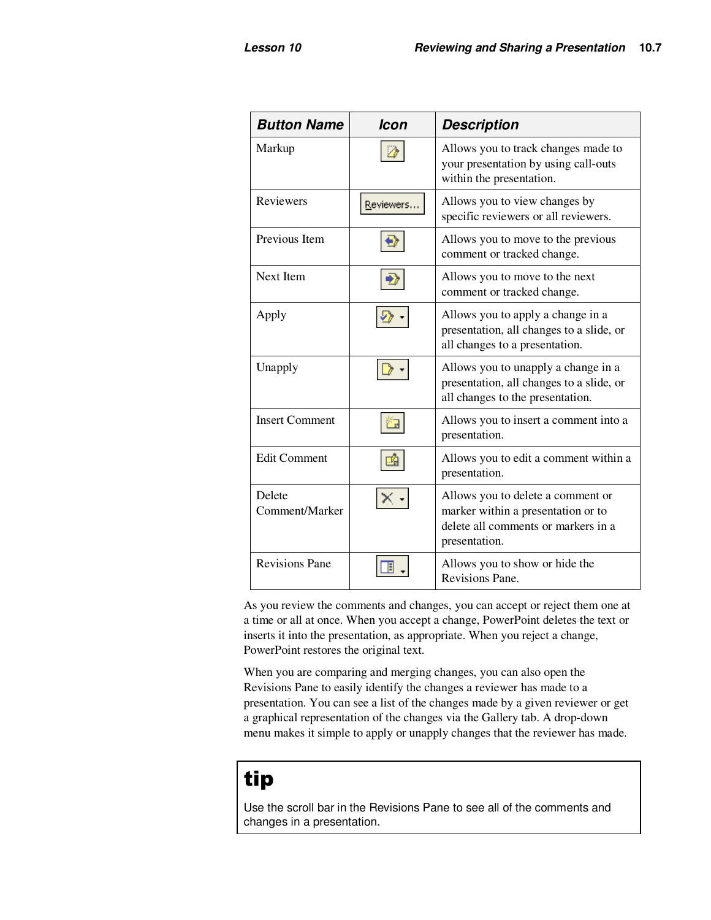| Button Name | Icon | Description |
|---|---|---|
| Markup | | Allows you to track changes made to your presentation by using call-outs within the presentation. |
| Reviewers | Reviewers... | Allows you to view changes by specific reviewers or all reviewers. |
| Previous Item | | Allows you to move to the previous comment or tracked change. |
| Next Item | | Allows you to move to the next comment or tracked change. |
| Apply | | Allows you to apply a change in a presentation, all changes to a slide, or all changes to a presentation. |
| Unapply | | Allows you to unapply a change in a presentation, all changes to a slide, or all changes to the presentation. |
| Insert Comment | | Allows you to insert a comment into a presentation. |
| Edit Comment | | Allows you to edit a comment within a presentation. |
| Delete Comment/Marker | | Allows you to delete a comment or marker within a presentation or to delete all comments or markers in a presentation. |
| Revisions Pane | | Allows you to show or hide the Revisions Pane. |

As you review the comments and changes, you can accept or reject them one at a time or all at once. When you accept a change, PowerPoint deletes the text or inserts it into the presentation, as appropriate. When you reject a change, PowerPoint restores the original text.

When you are comparing and merging changes, you can also open the Revisions Pane to easily identify the changes a reviewer has made to a presentation. You can see a list of the changes made by a given reviewer or get a graphical representation of the changes via the Gallery tab. A drop-down menu makes it simple to apply or unapply changes that the reviewer has made.

**tip**

Use the scroll bar in the Revisions Pane to see all of the comments and changes in a presentation.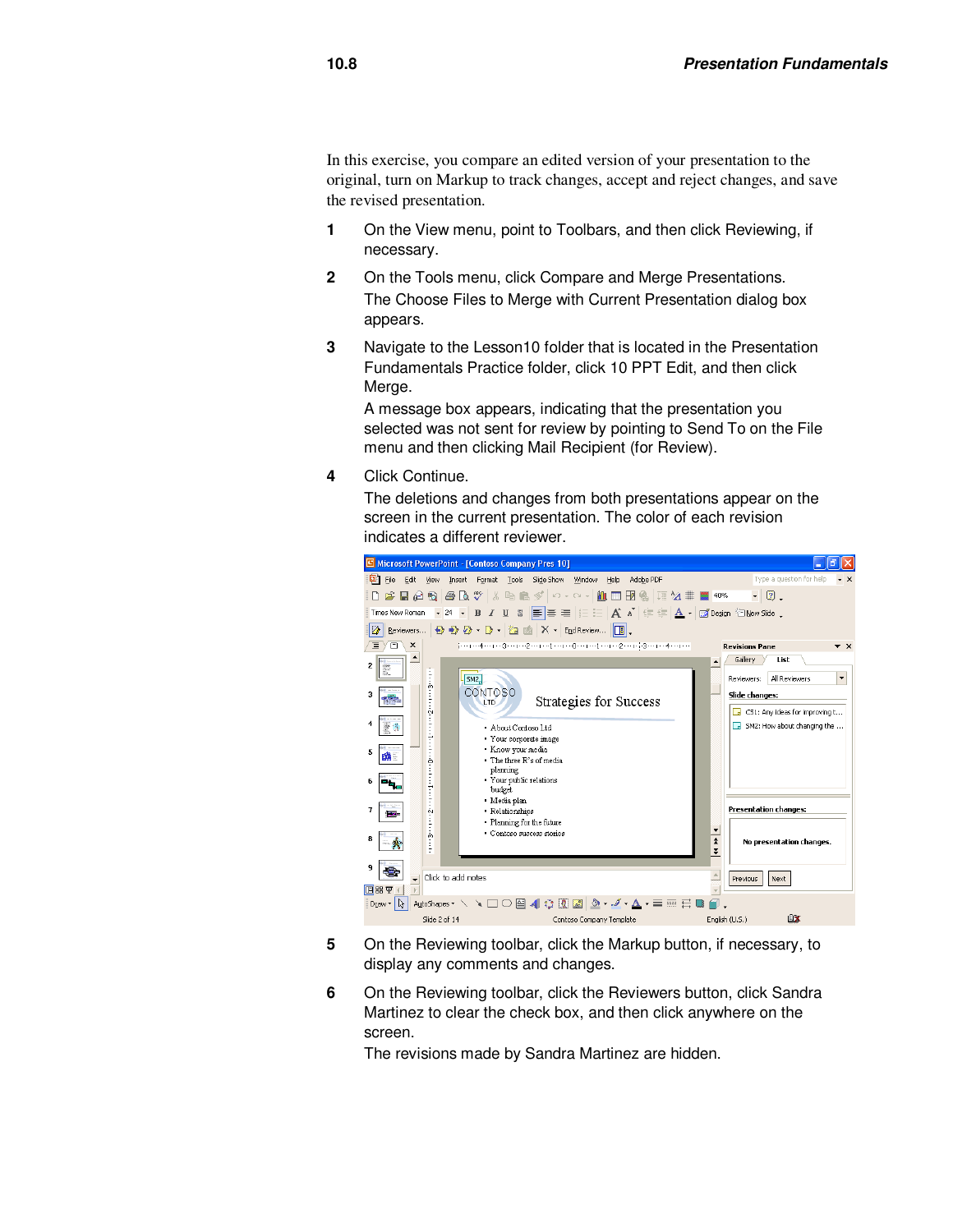In this exercise, you compare an edited version of your presentation to the original, turn on Markup to track changes, accept and reject changes, and save the revised presentation.

1. On the View menu, point to Toolbars, and then click Reviewing, if necessary.
2. On the Tools menu, click Compare and Merge Presentations.
   The Choose Files to Merge with Current Presentation dialog box appears.
3. Navigate to the Lesson10 folder that is located in the Presentation Fundamentals Practice folder, click 10 PPT Edit, and then click Merge.
   A message box appears, indicating that the presentation you selected was not sent for review by pointing to Send To on the File menu and then clicking Mail Recipient (for Review).
4. Click Continue.
   The deletions and changes from both presentations appear on the screen in the current presentation. The color of each revision indicates a different reviewer.
5. On the Reviewing toolbar, click the Markup button, if necessary, to display any comments and changes.
6. On the Reviewing toolbar, click the Reviewers button, click Sandra Martinez to clear the check box, and then click anywhere on the screen.
   The revisions made by Sandra Martinez are hidden.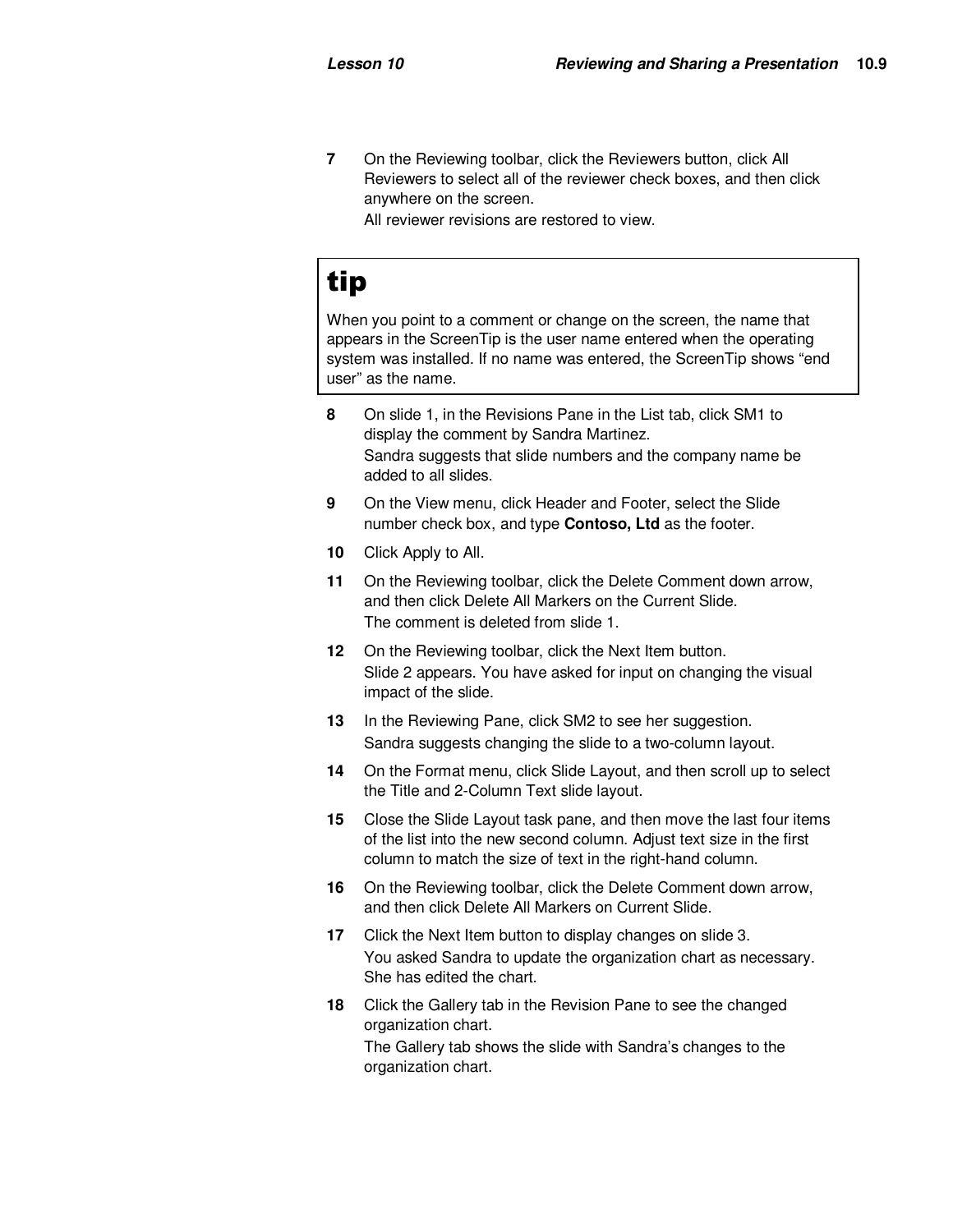7 On the Reviewing toolbar, click the Reviewers button, click All Reviewers to select all of the reviewer check boxes, and then click anywhere on the screen.
   All reviewer revisions are restored to view.

> **tip**
>
> When you point to a comment or change on the screen, the name that appears in the ScreenTip is the user name entered when the operating system was installed. If no name was entered, the ScreenTip shows “end user” as the name.

8 On slide 1, in the Revisions Pane in the List tab, click SM1 to display the comment by Sandra Martinez.
   Sandra suggests that slide numbers and the company name be added to all slides.

9 On the View menu, click Header and Footer, select the Slide number check box, and type **Contoso, Ltd** as the footer.

10 Click Apply to All.

11 On the Reviewing toolbar, click the Delete Comment down arrow, and then click Delete All Markers on the Current Slide.
   The comment is deleted from slide 1.

12 On the Reviewing toolbar, click the Next Item button.
   Slide 2 appears. You have asked for input on changing the visual impact of the slide.

13 In the Reviewing Pane, click SM2 to see her suggestion.
   Sandra suggests changing the slide to a two-column layout.

14 On the Format menu, click Slide Layout, and then scroll up to select the Title and 2-Column Text slide layout.

15 Close the Slide Layout task pane, and then move the last four items of the list into the new second column. Adjust text size in the first column to match the size of text in the right-hand column.

16 On the Reviewing toolbar, click the Delete Comment down arrow, and then click Delete All Markers on Current Slide.

17 Click the Next Item button to display changes on slide 3.
   You asked Sandra to update the organization chart as necessary. She has edited the chart.

18 Click the Gallery tab in the Revision Pane to see the changed organization chart.
   The Gallery tab shows the slide with Sandra’s changes to the organization chart.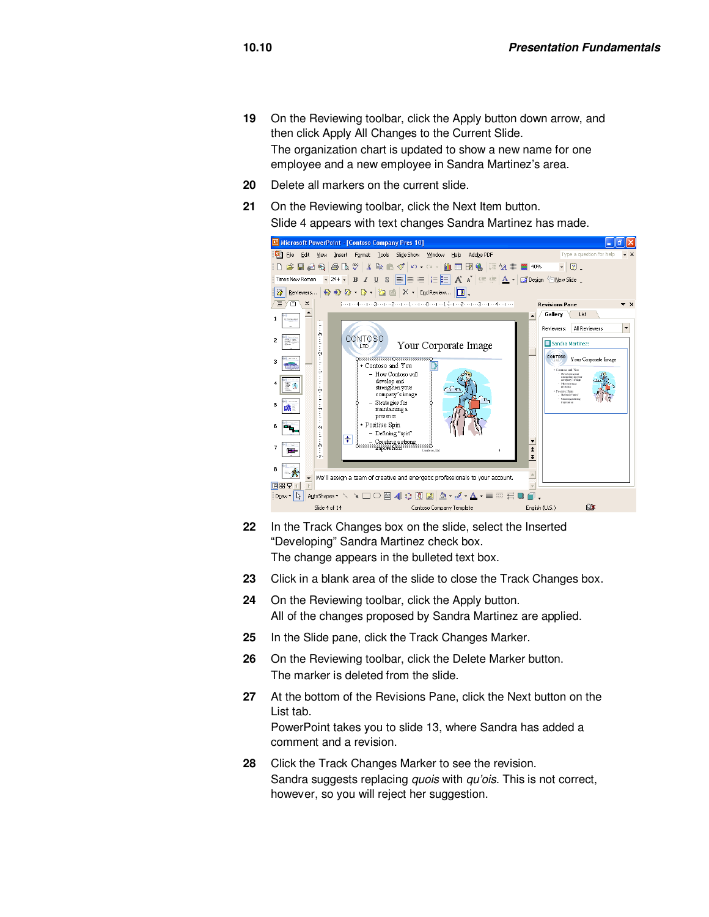19. On the Reviewing toolbar, click the Apply button down arrow, and then click Apply All Changes to the Current Slide.
    The organization chart is updated to show a new name for one employee and a new employee in Sandra Martinez's area.
20. Delete all markers on the current slide.
21. On the Reviewing toolbar, click the Next Item button.
    Slide 4 appears with text changes Sandra Martinez has made.
22. In the Track Changes box on the slide, select the Inserted "Developing" Sandra Martinez check box.
    The change appears in the bulleted text box.
23. Click in a blank area of the slide to close the Track Changes box.
24. On the Reviewing toolbar, click the Apply button.
    All of the changes proposed by Sandra Martinez are applied.
25. In the Slide pane, click the Track Changes Marker.
26. On the Reviewing toolbar, click the Delete Marker button.
    The marker is deleted from the slide.
27. At the bottom of the Revisions Pane, click the Next button on the List tab.
    PowerPoint takes you to slide 13, where Sandra has added a comment and a revision.
28. Click the Track Changes Marker to see the revision.
    Sandra suggests replacing *quois* with *qu'ois*. This is not correct, however, so you will reject her suggestion.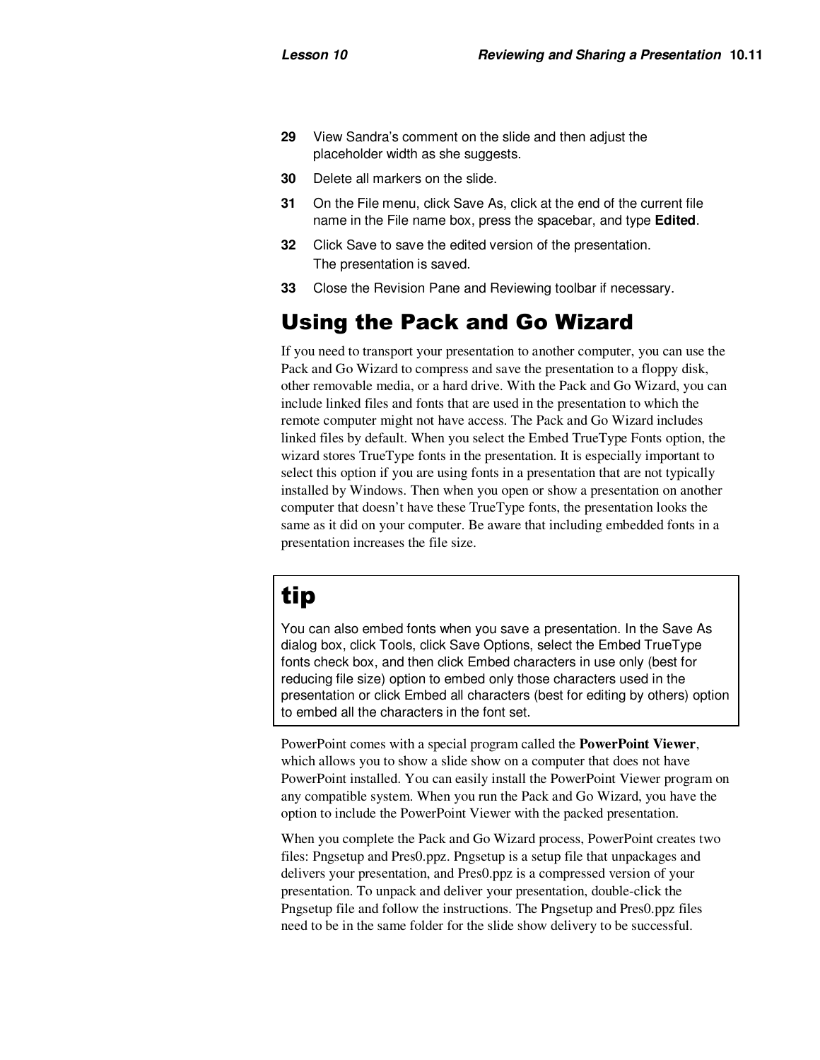29 View Sandra's comment on the slide and then adjust the placeholder width as she suggests.

30 Delete all markers on the slide.

31 On the File menu, click Save As, click at the end of the current file name in the File name box, press the spacebar, and type **Edited**.

32 Click Save to save the edited version of the presentation.
The presentation is saved.

33 Close the Revision Pane and Reviewing toolbar if necessary.

## Using the Pack and Go Wizard

If you need to transport your presentation to another computer, you can use the Pack and Go Wizard to compress and save the presentation to a floppy disk, other removable media, or a hard drive. With the Pack and Go Wizard, you can include linked files and fonts that are used in the presentation to which the remote computer might not have access. The Pack and Go Wizard includes linked files by default. When you select the Embed TrueType Fonts option, the wizard stores TrueType fonts in the presentation. It is especially important to select this option if you are using fonts in a presentation that are not typically installed by Windows. Then when you open or show a presentation on another computer that doesn't have these TrueType fonts, the presentation looks the same as it did on your computer. Be aware that including embedded fonts in a presentation increases the file size.

> **tip**
>
> You can also embed fonts when you save a presentation. In the Save As dialog box, click Tools, click Save Options, select the Embed TrueType fonts check box, and then click Embed characters in use only (best for reducing file size) option to embed only those characters used in the presentation or click Embed all characters (best for editing by others) option to embed all the characters in the font set.

PowerPoint comes with a special program called the **PowerPoint Viewer**, which allows you to show a slide show on a computer that does not have PowerPoint installed. You can easily install the PowerPoint Viewer program on any compatible system. When you run the Pack and Go Wizard, you have the option to include the PowerPoint Viewer with the packed presentation.

When you complete the Pack and Go Wizard process, PowerPoint creates two files: Pngsetup and Pres0.ppz. Pngsetup is a setup file that unpackages and delivers your presentation, and Pres0.ppz is a compressed version of your presentation. To unpack and deliver your presentation, double-click the Pngsetup file and follow the instructions. The Pngsetup and Pres0.ppz files need to be in the same folder for the slide show delivery to be successful.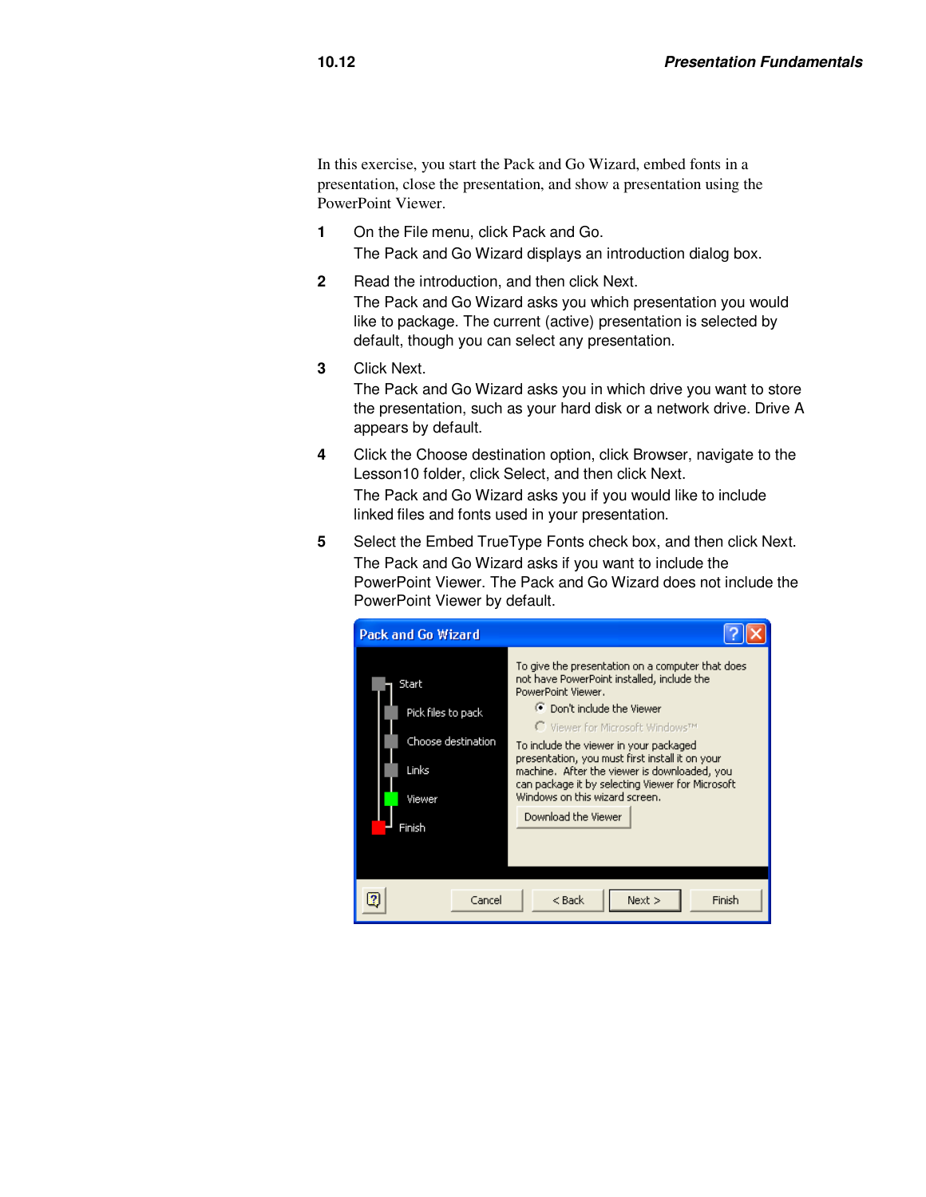In this exercise, you start the Pack and Go Wizard, embed fonts in a presentation, close the presentation, and show a presentation using the PowerPoint Viewer.

1. On the File menu, click Pack and Go.
   The Pack and Go Wizard displays an introduction dialog box.

2. Read the introduction, and then click Next.
   The Pack and Go Wizard asks you which presentation you would like to package. The current (active) presentation is selected by default, though you can select any presentation.

3. Click Next.
   The Pack and Go Wizard asks you in which drive you want to store the presentation, such as your hard disk or a network drive. Drive A appears by default.

4. Click the Choose destination option, click Browser, navigate to the Lesson10 folder, click Select, and then click Next.
   The Pack and Go Wizard asks you if you would like to include linked files and fonts used in your presentation.

5. Select the Embed TrueType Fonts check box, and then click Next.
   The Pack and Go Wizard asks if you want to include the PowerPoint Viewer. The Pack and Go Wizard does not include the PowerPoint Viewer by default.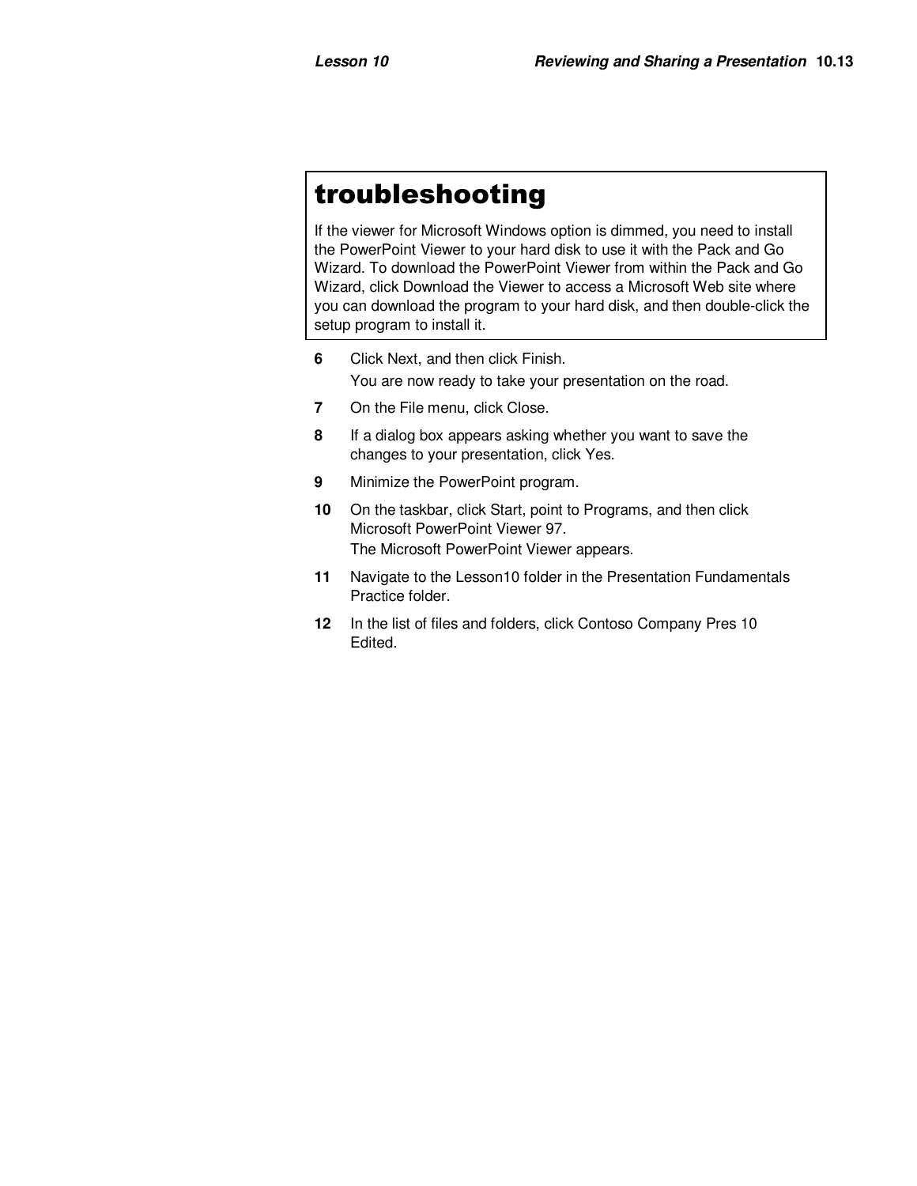## troubleshooting

If the viewer for Microsoft Windows option is dimmed, you need to install the PowerPoint Viewer to your hard disk to use it with the Pack and Go Wizard. To download the PowerPoint Viewer from within the Pack and Go Wizard, click Download the Viewer to access a Microsoft Web site where you can download the program to your hard disk, and then double-click the setup program to install it.

6. Click Next, and then click Finish.

   You are now ready to take your presentation on the road.

7. On the File menu, click Close.
8. If a dialog box appears asking whether you want to save the changes to your presentation, click Yes.
9. Minimize the PowerPoint program.
10. On the taskbar, click Start, point to Programs, and then click Microsoft PowerPoint Viewer 97.

    The Microsoft PowerPoint Viewer appears.

11. Navigate to the Lesson10 folder in the Presentation Fundamentals Practice folder.
12. In the list of files and folders, click Contoso Company Pres 10 Edited.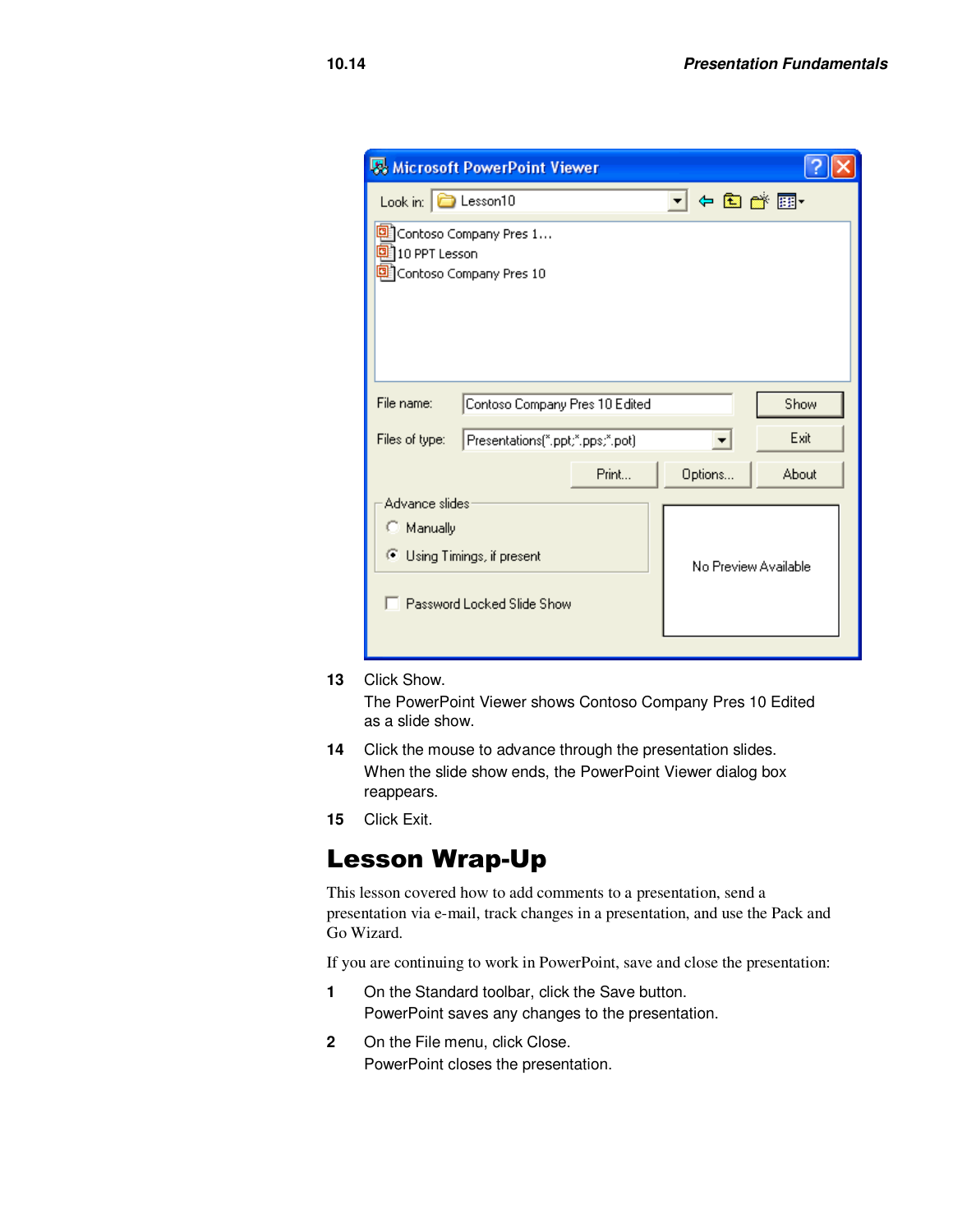13 Click Show.
The PowerPoint Viewer shows Contoso Company Pres 10 Edited as a slide show.

14 Click the mouse to advance through the presentation slides.
When the slide show ends, the PowerPoint Viewer dialog box reappears.

15 Click Exit.

# Lesson Wrap-Up

This lesson covered how to add comments to a presentation, send a presentation via e-mail, track changes in a presentation, and use the Pack and Go Wizard.

If you are continuing to work in PowerPoint, save and close the presentation:

1 On the Standard toolbar, click the Save button.
PowerPoint saves any changes to the presentation.

2 On the File menu, click Close.
PowerPoint closes the presentation.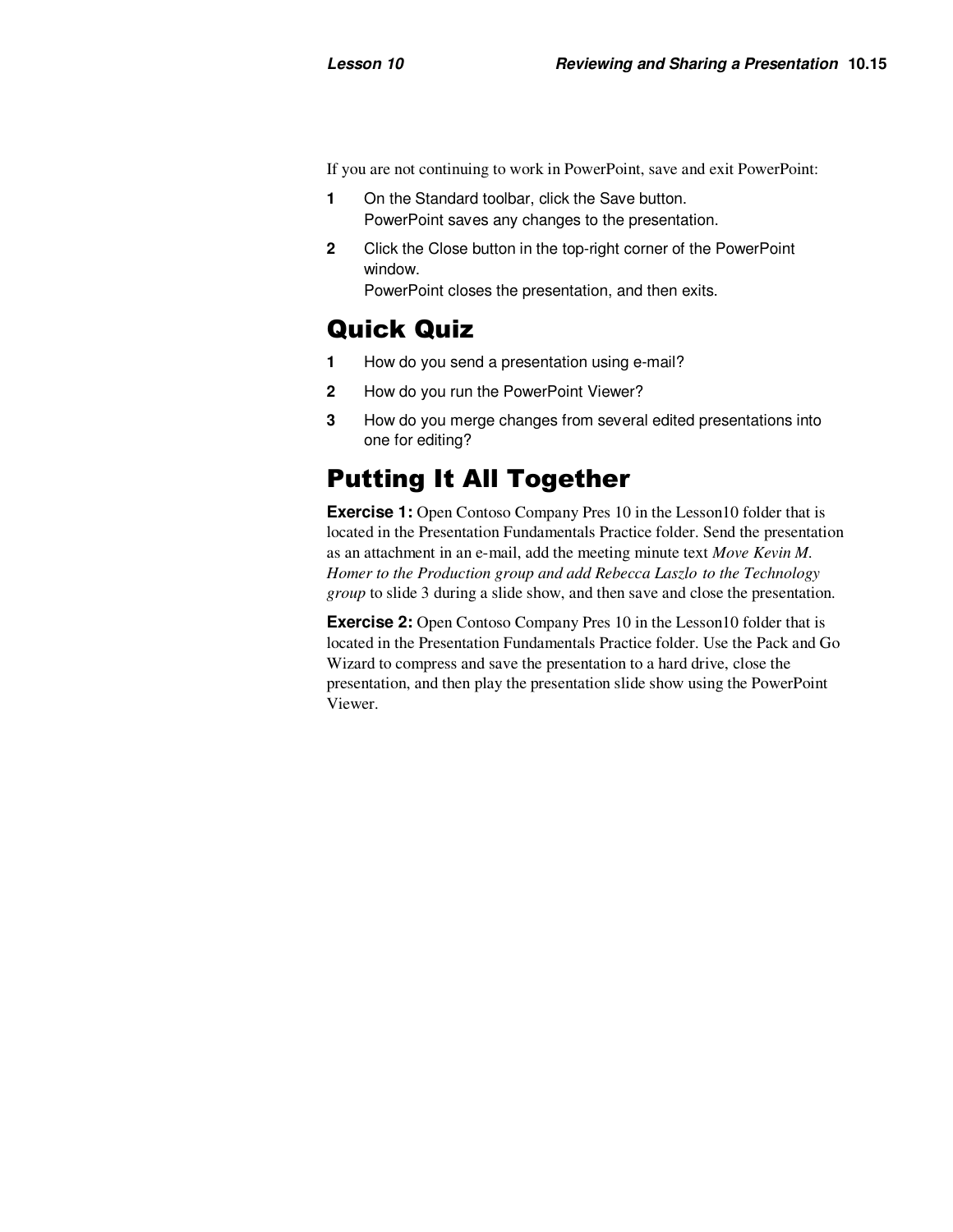If you are not continuing to work in PowerPoint, save and exit PowerPoint:

**1** On the Standard toolbar, click the Save button.
PowerPoint saves any changes to the presentation.

**2** Click the Close button in the top-right corner of the PowerPoint window.
PowerPoint closes the presentation, and then exits.

## Quick Quiz

**1** How do you send a presentation using e-mail?

**2** How do you run the PowerPoint Viewer?

**3** How do you merge changes from several edited presentations into one for editing?

## Putting It All Together

**Exercise 1:** Open Contoso Company Pres 10 in the Lesson10 folder that is located in the Presentation Fundamentals Practice folder. Send the presentation as an attachment in an e-mail, add the meeting minute text *Move Kevin M. Homer to the Production group and add Rebecca Laszlo to the Technology group* to slide 3 during a slide show, and then save and close the presentation.

**Exercise 2:** Open Contoso Company Pres 10 in the Lesson10 folder that is located in the Presentation Fundamentals Practice folder. Use the Pack and Go Wizard to compress and save the presentation to a hard drive, close the presentation, and then play the presentation slide show using the PowerPoint Viewer.